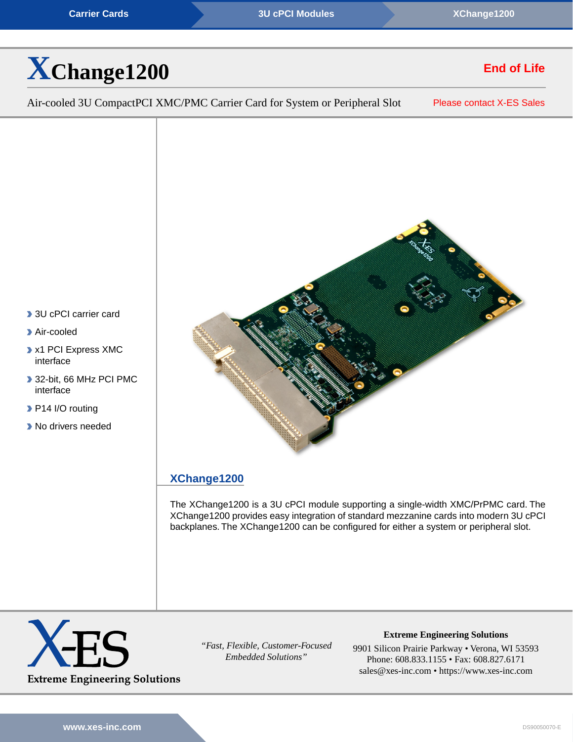Carrier Cards › 3U cPCI Modules › XChange1200

# XChange1200

**End of Life**

Air-cooled 3U CompactPCI XMC/PMC Carrier Card for System or Peripheral Slot

Please contact X-ES Sales

- 3U cPCI carrier card
- Air-cooled
- x1 PCI Express XMC interface
- 32-bit, 66 MHz PCI PMC interface
- P14 I/O routing
- No drivers needed

## XChange1200

The XChange1200 is a 3U cPCI module supporting a single-width XMC/PrPMC card. The XChange1200 provides easy integration of standard mezzanine cards into modern 3U cPCI backplanes. The XChange1200 can be configured for either a system or peripheral slot.

X-ES
Extreme Engineering Solutions

*"Fast, Flexible, Customer-Focused Embedded Solutions"*

**Extreme Engineering Solutions**
9901 Silicon Prairie Parkway • Verona, WI 53593
Phone: 608.833.1155 • Fax: 608.827.6171
sales@xes-inc.com • https://www.xes-inc.com

www.xes-inc.com

DS90050070-E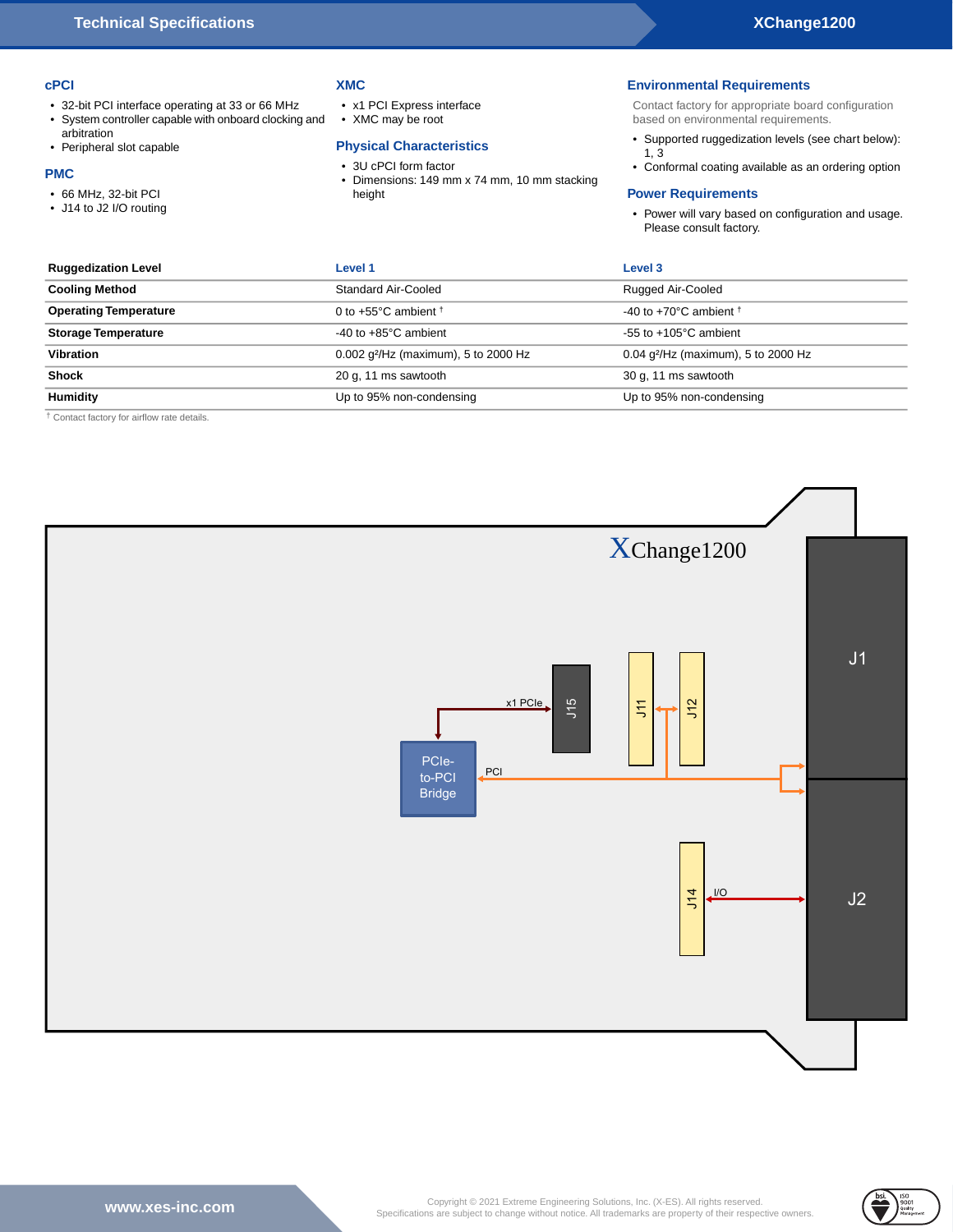## Technical Specifications

### cPCI

- 32-bit PCI interface operating at 33 or 66 MHz
- System controller capable with onboard clocking and arbitration
- Peripheral slot capable

### PMC

- 66 MHz, 32-bit PCI
- J14 to J2 I/O routing

### XMC

- x1 PCI Express interface
- XMC may be root

### Physical Characteristics

- 3U cPCI form factor
- Dimensions: 149 mm x 74 mm, 10 mm stacking height

### Environmental Requirements

Contact factory for appropriate board configuration based on environmental requirements.

- Supported ruggedization levels (see chart below): 1, 3
- Conformal coating available as an ordering option

### Power Requirements

- Power will vary based on configuration and usage. Please consult factory.

| Ruggedization Level | Level 1 | Level 3 |
|---|---|---|
| Cooling Method | Standard Air-Cooled | Rugged Air-Cooled |
| Operating Temperature | 0 to +55°C ambient † | -40 to +70°C ambient † |
| Storage Temperature | -40 to +85°C ambient | -55 to +105°C ambient |
| Vibration | 0.002 g²/Hz (maximum), 5 to 2000 Hz | 0.04 g²/Hz (maximum), 5 to 2000 Hz |
| Shock | 20 g, 11 ms sawtooth | 30 g, 11 ms sawtooth |
| Humidity | Up to 95% non-condensing | Up to 95% non-condensing |

† Contact factory for airflow rate details.

XChange1200

J1

J2

J15

J11

J12

J14

x1 PCIe

PCIe-to-PCI Bridge

PCI

I/O

www.xes-inc.com

Copyright © 2021 Extreme Engineering Solutions, Inc. (X-ES). All rights reserved.
Specifications are subject to change without notice. All trademarks are property of their respective owners.